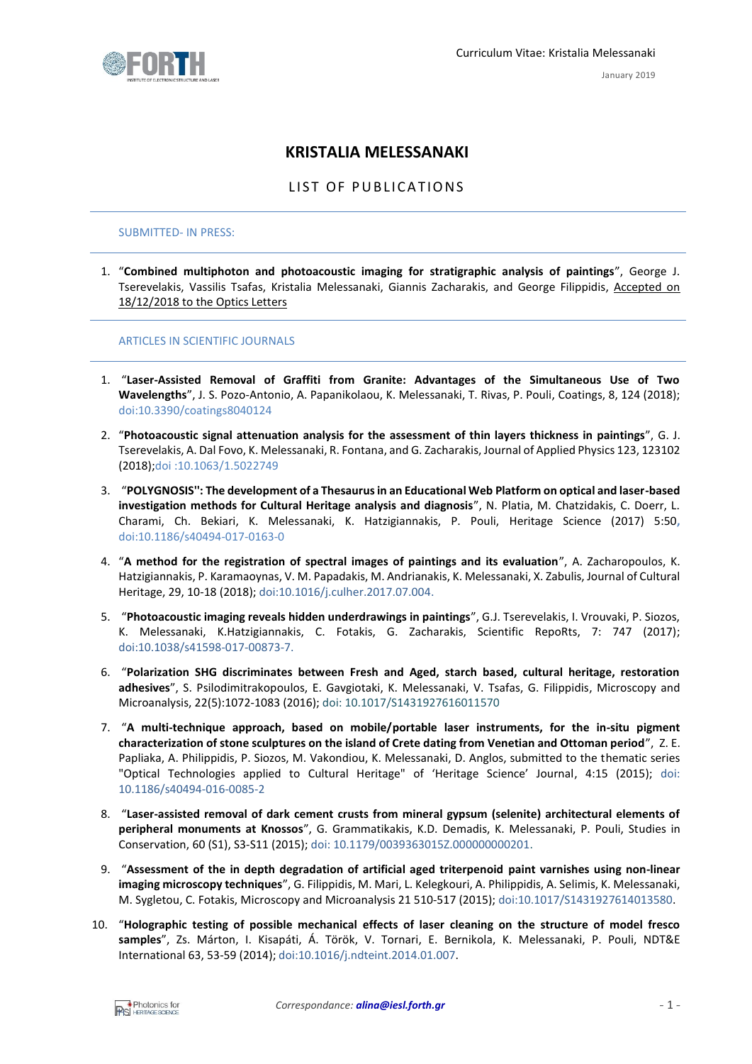# KRISTALIA MELESSANAKI

## LIST OF PUBLICATIONS

### SUBMITTED- IN PRESS:

1. "**Combined multiphoton and photoacoustic imaging for stratigraphic analysis of paintings**", George J. Tserevelakis, Vassilis Tsafas, Kristalia Melessanaki, Giannis Zacharakis, and George Filippidis, Accepted on 18/12/2018 to the Optics Letters

### ARTICLES IN SCIENTIFIC JOURNALS

1. "**Laser-Assisted Removal of Graffiti from Granite: Advantages of the Simultaneous Use of Two Wavelengths**", J. S. Pozo-Antonio, A. Papanikolaou, K. Melessanaki, T. Rivas, P. Pouli, Coatings, 8, 124 (2018); doi:10.3390/coatings8040124

2. "**Photoacoustic signal attenuation analysis for the assessment of thin layers thickness in paintings**", G. J. Tserevelakis, A. Dal Fovo, K. Melessanaki, R. Fontana, and G. Zacharakis, Journal of Applied Physics 123, 123102 (2018);doi :10.1063/1.5022749

3. "**POLYGNOSIS'': The development of a Thesaurus in an Educational Web Platform on optical and laser-based investigation methods for Cultural Heritage analysis and diagnosis**", N. Platia, M. Chatzidakis, C. Doerr, L. Charami, Ch. Bekiari, K. Melessanaki, K. Hatzigiannakis, P. Pouli, Heritage Science (2017) 5:50, doi:10.1186/s40494-017-0163-0

4. "**A method for the registration of spectral images of paintings and its evaluation**", A. Zacharopoulos, K. Hatzigiannakis, P. Karamaoynas, V. M. Papadakis, M. Andrianakis, K. Melessanaki, X. Zabulis, Journal of Cultural Heritage, 29, 10-18 (2018); doi:10.1016/j.culher.2017.07.004.

5. "**Photoacoustic imaging reveals hidden underdrawings in paintings**", G.J. Tserevelakis, I. Vrouvaki, P. Siozos, K. Melessanaki, K.Hatzigiannakis, C. Fotakis, G. Zacharakis, Scientific RepoRts, 7: 747 (2017); doi:10.1038/s41598-017-00873-7.

6. "**Polarization SHG discriminates between Fresh and Aged, starch based, cultural heritage, restoration adhesives**", S. Psilodimitrakopoulos, E. Gavgiotaki, K. Melessanaki, V. Tsafas, G. Filippidis, Microscopy and Microanalysis, 22(5):1072-1083 (2016); doi: 10.1017/S1431927616011570

7. "**A multi-technique approach, based on mobile/portable laser instruments, for the in-situ pigment characterization of stone sculptures on the island of Crete dating from Venetian and Ottoman period**", Z. E. Papliaka, A. Philippidis, P. Siozos, M. Vakondiou, K. Melessanaki, D. Anglos, submitted to the thematic series "Optical Technologies applied to Cultural Heritage" of 'Heritage Science' Journal, 4:15 (2015); doi: 10.1186/s40494-016-0085-2

8. "**Laser-assisted removal of dark cement crusts from mineral gypsum (selenite) architectural elements of peripheral monuments at Knossos**", G. Grammatikakis, K.D. Demadis, K. Melessanaki, P. Pouli, Studies in Conservation, 60 (S1), S3-S11 (2015); doi: 10.1179/0039363015Z.000000000201.

9. "**Assessment of the in depth degradation of artificial aged triterpenoid paint varnishes using non-linear imaging microscopy techniques**", G. Filippidis, M. Mari, L. Kelegkouri, A. Philippidis, A. Selimis, K. Melessanaki, M. Sygletou, C. Fotakis, Microscopy and Microanalysis 21 510-517 (2015); doi:10.1017/S1431927614013580.

10. "**Holographic testing of possible mechanical effects of laser cleaning on the structure of model fresco samples**", Zs. Márton, I. Kisapáti, Á. Török, V. Tornari, E. Bernikola, K. Melessanaki, P. Pouli, NDT&E International 63, 53-59 (2014); doi:10.1016/j.ndteint.2014.01.007.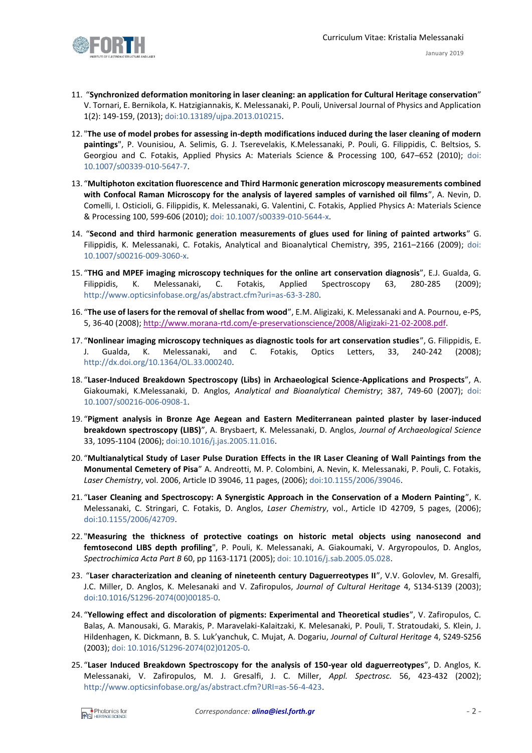11. "**Synchronized deformation monitoring in laser cleaning: an application for Cultural Heritage conservation**" V. Tornari, E. Bernikola, K. Hatzigiannakis, K. Melessanaki, P. Pouli, Universal Journal of Physics and Application 1(2): 149-159, (2013); doi:10.13189/ujpa.2013.010215.

12. "**The use of model probes for assessing in-depth modifications induced during the laser cleaning of modern paintings**", P. Vounisiou, A. Selimis, G. J. Tserevelakis, K.Melessanaki, P. Pouli, G. Filippidis, C. Beltsios, S. Georgiou and C. Fotakis, Applied Physics A: Materials Science & Processing 100, 647–652 (2010); doi: 10.1007/s00339-010-5647-7.

13. "**Multiphoton excitation fluorescence and Third Harmonic generation microscopy measurements combined with Confocal Raman Microscopy for the analysis of layered samples of varnished oil films**", A. Nevin, D. Comelli, I. Osticioli, G. Filippidis, K. Melessanaki, G. Valentini, C. Fotakis, Applied Physics A: Materials Science & Processing 100, 599-606 (2010); doi: 10.1007/s00339-010-5644-x.

14. "**Second and third harmonic generation measurements of glues used for lining of painted artworks**" G. Filippidis, K. Melessanaki, C. Fotakis, Analytical and Bioanalytical Chemistry, 395, 2161–2166 (2009); doi: 10.1007/s00216-009-3060-x.

15. "**THG and MPEF imaging microscopy techniques for the online art conservation diagnosis**", E.J. Gualda, G. Filippidis, K. Melessanaki, C. Fotakis, Applied Spectroscopy 63, 280-285 (2009); http://www.opticsinfobase.org/as/abstract.cfm?uri=as-63-3-280.

16. "**The use of lasers for the removal of shellac from wood**", E.M. Aligizaki, K. Melessanaki and A. Pournou, e-PS, 5, 36-40 (2008); http://www.morana-rtd.com/e-preservationscience/2008/Aligizaki-21-02-2008.pdf.

17. "**Nonlinear imaging microscopy techniques as diagnostic tools for art conservation studies**", G. Filippidis, E. J. Gualda, K. Melessanaki, and C. Fotakis, Optics Letters, 33, 240-242 (2008); http://dx.doi.org/10.1364/OL.33.000240.

18. "**Laser-Induced Breakdown Spectroscopy (Libs) in Archaeological Science-Applications and Prospects**", A. Giakoumaki, K.Melessanaki, D. Anglos, *Analytical and Bioanalytical Chemistry*; 387, 749-60 (2007); doi: 10.1007/s00216-006-0908-1.

19. "**Pigment analysis in Bronze Age Aegean and Eastern Mediterranean painted plaster by laser-induced breakdown spectroscopy (LIBS)**", A. Brysbaert, K. Melessanaki, D. Anglos, *Journal of Archaeological Science* 33, 1095-1104 (2006); doi:10.1016/j.jas.2005.11.016.

20. "**Multianalytical Study of Laser Pulse Duration Effects in the IR Laser Cleaning of Wall Paintings from the Monumental Cemetery of Pisa**" A. Andreotti, M. P. Colombini, A. Nevin, K. Melessanaki, P. Pouli, C. Fotakis, *Laser Chemistry*, vol. 2006, Article ID 39046, 11 pages, (2006); doi:10.1155/2006/39046.

21. "**Laser Cleaning and Spectroscopy: A Synergistic Approach in the Conservation of a Modern Painting**", K. Melessanaki, C. Stringari, C. Fotakis, D. Anglos, *Laser Chemistry*, vol., Article ID 42709, 5 pages, (2006); doi:10.1155/2006/42709.

22. "**Measuring the thickness of protective coatings on historic metal objects using nanosecond and femtosecond LIBS depth profiling**", P. Pouli, K. Melessanaki, A. Giakoumaki, V. Argyropoulos, D. Anglos, *Spectrochimica Acta Part B* 60, pp 1163-1171 (2005); doi: 10.1016/j.sab.2005.05.028.

23. "**Laser characterization and cleaning of nineteenth century Daguerreotypes II**", V.V. Golovlev, M. Gresalfi, J.C. Miller, D. Anglos, K. Melesanaki and V. Zafiropulos, *Journal of Cultural Heritage* 4, S134-S139 (2003); doi:10.1016/S1296-2074(00)00185-0.

24. "**Yellowing effect and discoloration of pigments: Experimental and Theoretical studies**", V. Zafiropulos, C. Balas, A. Manousaki, G. Marakis, P. Maravelaki-Kalaitzaki, K. Melesanaki, P. Pouli, T. Stratoudaki, S. Klein, J. Hildenhagen, K. Dickmann, B. S. Luk'yanchuk, C. Mujat, A. Dogariu, *Journal of Cultural Heritage* 4, S249-S256 (2003); doi: 10.1016/S1296-2074(02)01205-0.

25. "**Laser Induced Breakdown Spectroscopy for the analysis of 150-year old daguerreotypes**", D. Anglos, K. Melessanaki, V. Zafiropulos, M. J. Gresalfi, J. C. Miller, *Appl. Spectrosc.* 56, 423-432 (2002); http://www.opticsinfobase.org/as/abstract.cfm?URI=as-56-4-423.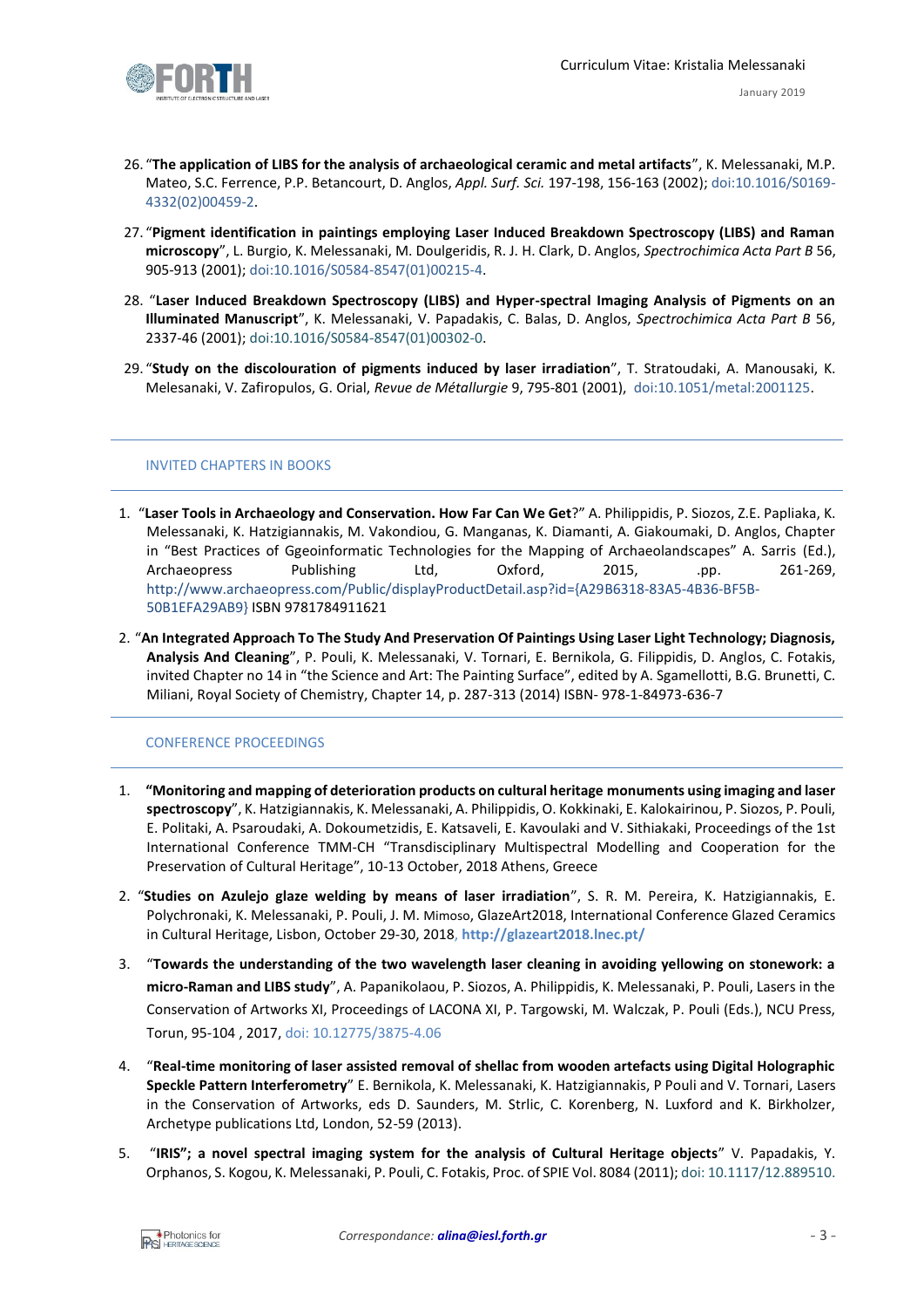26. "**The application of LIBS for the analysis of archaeological ceramic and metal artifacts**", K. Melessanaki, M.P. Mateo, S.C. Ferrence, P.P. Betancourt, D. Anglos, *Appl. Surf. Sci.* 197-198, 156-163 (2002); doi:10.1016/S0169-4332(02)00459-2.

27. "**Pigment identification in paintings employing Laser Induced Breakdown Spectroscopy (LIBS) and Raman microscopy**", L. Burgio, K. Melessanaki, M. Doulgeridis, R. J. H. Clark, D. Anglos, *Spectrochimica Acta Part B* 56, 905-913 (2001); doi:10.1016/S0584-8547(01)00215-4.

28. "**Laser Induced Breakdown Spectroscopy (LIBS) and Hyper-spectral Imaging Analysis of Pigments on an Illuminated Manuscript**", K. Melessanaki, V. Papadakis, C. Balas, D. Anglos, *Spectrochimica Acta Part B* 56, 2337-46 (2001); doi:10.1016/S0584-8547(01)00302-0.

29. "**Study on the discolouration of pigments induced by laser irradiation**", T. Stratoudaki, A. Manousaki, K. Melesanaki, V. Zafiropulos, G. Orial, *Revue de Métallurgie* 9, 795-801 (2001), doi:10.1051/metal:2001125.

## INVITED CHAPTERS IN BOOKS

1. "**Laser Tools in Archaeology and Conservation. How Far Can We Get**?" A. Philippidis, P. Siozos, Z.E. Papliaka, K. Melessanaki, K. Hatzigiannakis, M. Vakondiou, G. Manganas, K. Diamanti, A. Giakoumaki, D. Anglos, Chapter in "Best Practices of Ggeoinformatic Technologies for the Mapping of Archaeolandscapes" A. Sarris (Ed.), Archaeopress Publishing Ltd, Oxford, 2015, .pp. 261-269, http://www.archaeopress.com/Public/displayProductDetail.asp?id={A29B6318-83A5-4B36-BF5B-50B1EFA29AB9} ISBN 9781784911621

2. "**An Integrated Approach To The Study And Preservation Of Paintings Using Laser Light Technology; Diagnosis, Analysis And Cleaning**", P. Pouli, K. Melessanaki, V. Tornari, E. Bernikola, G. Filippidis, D. Anglos, C. Fotakis, invited Chapter no 14 in "the Science and Art: The Painting Surface", edited by A. Sgamellotti, B.G. Brunetti, C. Miliani, Royal Society of Chemistry, Chapter 14, p. 287-313 (2014) ISBN- 978-1-84973-636-7

## CONFERENCE PROCEEDINGS

1. **"Monitoring and mapping of deterioration products on cultural heritage monuments using imaging and laser spectroscopy**", K. Hatzigiannakis, K. Melessanaki, A. Philippidis, O. Kokkinaki, E. Kalokairinou, P. Siozos, P. Pouli, E. Politaki, A. Psaroudaki, A. Dokoumetzidis, E. Katsaveli, E. Kavoulaki and V. Sithiakaki, Proceedings of the 1st International Conference TMM-CH "Transdisciplinary Multispectral Modelling and Cooperation for the Preservation of Cultural Heritage", 10-13 October, 2018 Athens, Greece

2. "**Studies on Azulejo glaze welding by means of laser irradiation**", S. R. M. Pereira, K. Hatzigiannakis, E. Polychronaki, K. Melessanaki, P. Pouli, J. M. Mimoso, GlazeArt2018, International Conference Glazed Ceramics in Cultural Heritage, Lisbon, October 29-30, 2018, **http://glazeart2018.lnec.pt/**

3. "**Towards the understanding of the two wavelength laser cleaning in avoiding yellowing on stonework: a micro-Raman and LIBS study**", A. Papanikolaou, P. Siozos, A. Philippidis, K. Melessanaki, P. Pouli, Lasers in the Conservation of Artworks XI, Proceedings of LACONA XI, P. Targowski, M. Walczak, P. Pouli (Eds.), NCU Press, Torun, 95-104 , 2017, doi: 10.12775/3875-4.06

4. "**Real-time monitoring of laser assisted removal of shellac from wooden artefacts using Digital Holographic Speckle Pattern Interferometry**" E. Bernikola, K. Melessanaki, K. Hatzigiannakis, P Pouli and V. Tornari, Lasers in the Conservation of Artworks, eds D. Saunders, M. Strlic, C. Korenberg, N. Luxford and K. Birkholzer, Archetype publications Ltd, London, 52-59 (2013).

5. "**IRIS"; a novel spectral imaging system for the analysis of Cultural Heritage objects**" V. Papadakis, Y. Orphanos, S. Kogou, K. Melessanaki, P. Pouli, C. Fotakis, Proc. of SPIE Vol. 8084 (2011); doi: 10.1117/12.889510.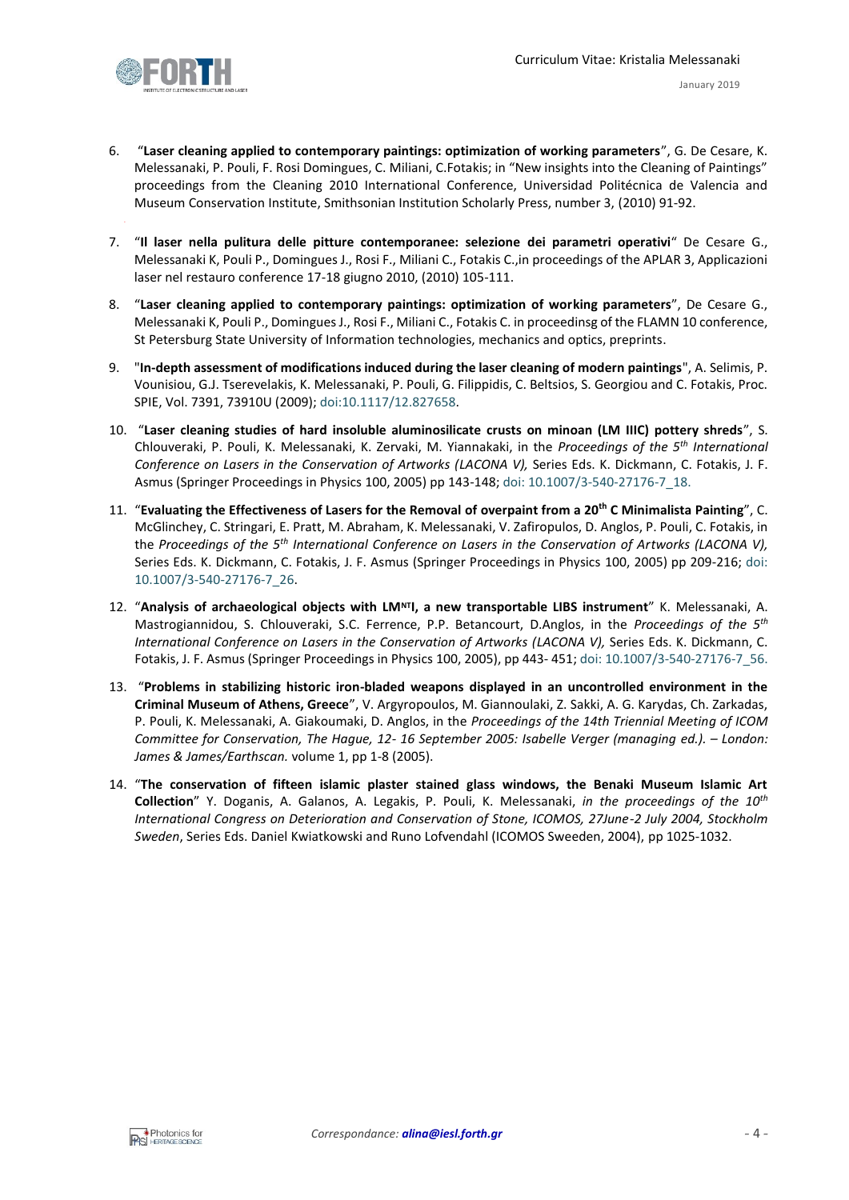6. "**Laser cleaning applied to contemporary paintings: optimization of working parameters**", G. De Cesare, K. Melessanaki, P. Pouli, F. Rosi Domingues, C. Miliani, C.Fotakis; in "New insights into the Cleaning of Paintings" proceedings from the Cleaning 2010 International Conference, Universidad Politécnica de Valencia and Museum Conservation Institute, Smithsonian Institution Scholarly Press, number 3, (2010) 91-92.

7. "**Il laser nella pulitura delle pitture contemporanee: selezione dei parametri operativi**" De Cesare G., Melessanaki K, Pouli P., Domingues J., Rosi F., Miliani C., Fotakis C.,in proceedings of the APLAR 3, Applicazioni laser nel restauro conference 17-18 giugno 2010, (2010) 105-111.

8. "**Laser cleaning applied to contemporary paintings: optimization of working parameters**", De Cesare G., Melessanaki K, Pouli P., Domingues J., Rosi F., Miliani C., Fotakis C. in proceedinsg of the FLAMN 10 conference, St Petersburg State University of Information technologies, mechanics and optics, preprints.

9. "**In-depth assessment of modifications induced during the laser cleaning of modern paintings**", A. Selimis, P. Vounisiou, G.J. Tserevelakis, K. Melessanaki, P. Pouli, G. Filippidis, C. Beltsios, S. Georgiou and C. Fotakis, Proc. SPIE, Vol. 7391, 73910U (2009); doi:10.1117/12.827658.

10. "**Laser cleaning studies of hard insoluble aluminosilicate crusts on minoan (LM IIIC) pottery shreds**", S. Chlouveraki, P. Pouli, K. Melessanaki, K. Zervaki, M. Yiannakaki, in the *Proceedings of the 5th International Conference on Lasers in the Conservation of Artworks (LACONA V),* Series Eds. K. Dickmann, C. Fotakis, J. F. Asmus (Springer Proceedings in Physics 100, 2005) pp 143-148; doi: 10.1007/3-540-27176-7_18.

11. "**Evaluating the Effectiveness of Lasers for the Removal of overpaint from a 20th C Minimalista Painting**", C. McGlinchey, C. Stringari, E. Pratt, M. Abraham, K. Melessanaki, V. Zafiropulos, D. Anglos, P. Pouli, C. Fotakis, in the *Proceedings of the 5th International Conference on Lasers in the Conservation of Artworks (LACONA V),* Series Eds. K. Dickmann, C. Fotakis, J. F. Asmus (Springer Proceedings in Physics 100, 2005) pp 209-216; doi: 10.1007/3-540-27176-7_26.

12. "**Analysis of archaeological objects with LMNTI, a new transportable LIBS instrument**" K. Melessanaki, A. Mastrogiannidou, S. Chlouveraki, S.C. Ferrence, P.P. Betancourt, D.Anglos, in the *Proceedings of the 5th International Conference on Lasers in the Conservation of Artworks (LACONA V),* Series Eds. K. Dickmann, C. Fotakis, J. F. Asmus (Springer Proceedings in Physics 100, 2005), pp 443- 451; doi: 10.1007/3-540-27176-7_56.

13. "**Problems in stabilizing historic iron-bladed weapons displayed in an uncontrolled environment in the Criminal Museum of Athens, Greece**", V. Argyropoulos, M. Giannoulaki, Z. Sakki, A. G. Karydas, Ch. Zarkadas, P. Pouli, K. Melessanaki, A. Giakoumaki, D. Anglos, in the *Proceedings of the 14th Triennial Meeting of ICOM Committee for Conservation, The Hague, 12- 16 September 2005: Isabelle Verger (managing ed.). – London: James & James/Earthscan.* volume 1, pp 1-8 (2005).

14. "**The conservation of fifteen islamic plaster stained glass windows, the Benaki Museum Islamic Art Collection**" Y. Doganis, A. Galanos, A. Legakis, P. Pouli, K. Melessanaki, *in the proceedings of the 10th International Congress on Deterioration and Conservation of Stone, ICOMOS, 27June-2 July 2004, Stockholm Sweden*, Series Eds. Daniel Kwiatkowski and Runo Lofvendahl (ICOMOS Sweeden, 2004), pp 1025-1032.